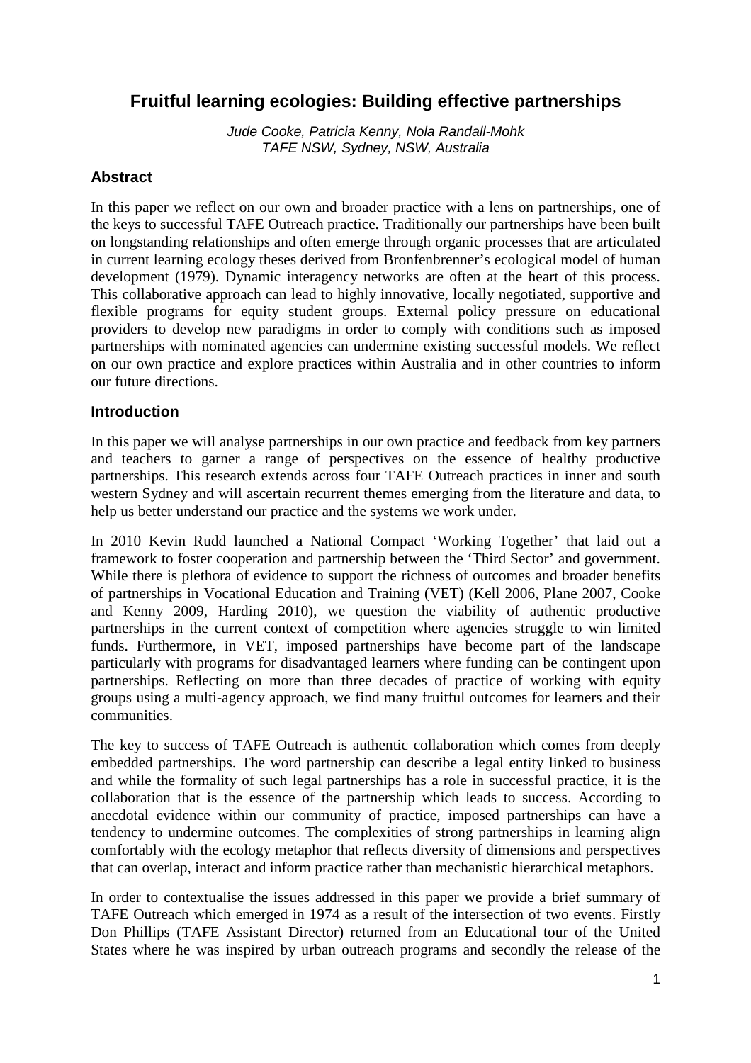# Fruitful learning ecologies: Building effective partnerships

*Jude Cooke, Patricia Kenny, Nola Randall-Mohk*
*TAFE NSW, Sydney, NSW, Australia*

## Abstract

In this paper we reflect on our own and broader practice with a lens on partnerships, one of the keys to successful TAFE Outreach practice. Traditionally our partnerships have been built on longstanding relationships and often emerge through organic processes that are articulated in current learning ecology theses derived from Bronfenbrenner's ecological model of human development (1979). Dynamic interagency networks are often at the heart of this process. This collaborative approach can lead to highly innovative, locally negotiated, supportive and flexible programs for equity student groups. External policy pressure on educational providers to develop new paradigms in order to comply with conditions such as imposed partnerships with nominated agencies can undermine existing successful models. We reflect on our own practice and explore practices within Australia and in other countries to inform our future directions.

## Introduction

In this paper we will analyse partnerships in our own practice and feedback from key partners and teachers to garner a range of perspectives on the essence of healthy productive partnerships. This research extends across four TAFE Outreach practices in inner and south western Sydney and will ascertain recurrent themes emerging from the literature and data, to help us better understand our practice and the systems we work under.

In 2010 Kevin Rudd launched a National Compact 'Working Together' that laid out a framework to foster cooperation and partnership between the 'Third Sector' and government. While there is plethora of evidence to support the richness of outcomes and broader benefits of partnerships in Vocational Education and Training (VET) (Kell 2006, Plane 2007, Cooke and Kenny 2009, Harding 2010), we question the viability of authentic productive partnerships in the current context of competition where agencies struggle to win limited funds. Furthermore, in VET, imposed partnerships have become part of the landscape particularly with programs for disadvantaged learners where funding can be contingent upon partnerships. Reflecting on more than three decades of practice of working with equity groups using a multi-agency approach, we find many fruitful outcomes for learners and their communities.

The key to success of TAFE Outreach is authentic collaboration which comes from deeply embedded partnerships. The word partnership can describe a legal entity linked to business and while the formality of such legal partnerships has a role in successful practice, it is the collaboration that is the essence of the partnership which leads to success. According to anecdotal evidence within our community of practice, imposed partnerships can have a tendency to undermine outcomes. The complexities of strong partnerships in learning align comfortably with the ecology metaphor that reflects diversity of dimensions and perspectives that can overlap, interact and inform practice rather than mechanistic hierarchical metaphors.

In order to contextualise the issues addressed in this paper we provide a brief summary of TAFE Outreach which emerged in 1974 as a result of the intersection of two events. Firstly Don Phillips (TAFE Assistant Director) returned from an Educational tour of the United States where he was inspired by urban outreach programs and secondly the release of the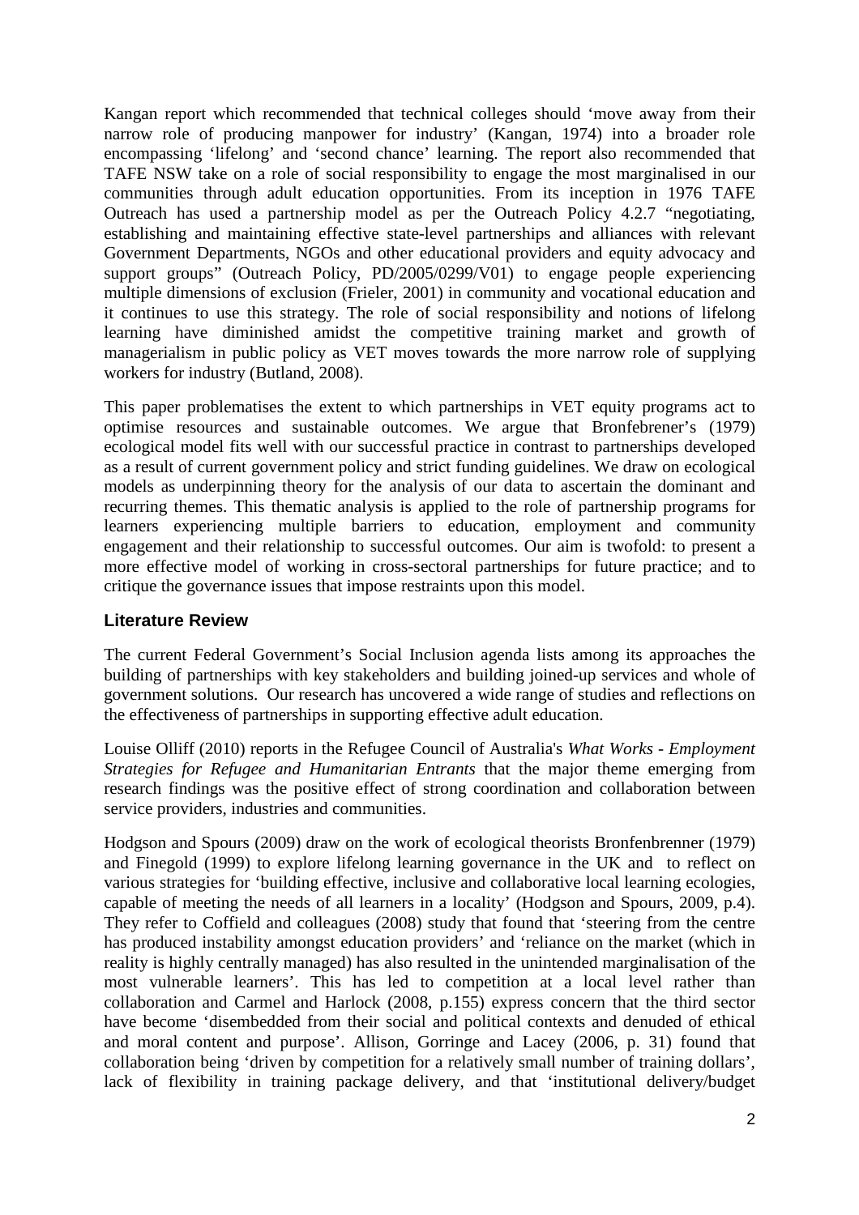Kangan report which recommended that technical colleges should 'move away from their narrow role of producing manpower for industry' (Kangan, 1974) into a broader role encompassing 'lifelong' and 'second chance' learning. The report also recommended that TAFE NSW take on a role of social responsibility to engage the most marginalised in our communities through adult education opportunities. From its inception in 1976 TAFE Outreach has used a partnership model as per the Outreach Policy 4.2.7 "negotiating, establishing and maintaining effective state-level partnerships and alliances with relevant Government Departments, NGOs and other educational providers and equity advocacy and support groups" (Outreach Policy, PD/2005/0299/V01) to engage people experiencing multiple dimensions of exclusion (Frieler, 2001) in community and vocational education and it continues to use this strategy. The role of social responsibility and notions of lifelong learning have diminished amidst the competitive training market and growth of managerialism in public policy as VET moves towards the more narrow role of supplying workers for industry (Butland, 2008).

This paper problematises the extent to which partnerships in VET equity programs act to optimise resources and sustainable outcomes. We argue that Bronfebrener's (1979) ecological model fits well with our successful practice in contrast to partnerships developed as a result of current government policy and strict funding guidelines. We draw on ecological models as underpinning theory for the analysis of our data to ascertain the dominant and recurring themes. This thematic analysis is applied to the role of partnership programs for learners experiencing multiple barriers to education, employment and community engagement and their relationship to successful outcomes. Our aim is twofold: to present a more effective model of working in cross-sectoral partnerships for future practice; and to critique the governance issues that impose restraints upon this model.

## Literature Review

The current Federal Government's Social Inclusion agenda lists among its approaches the building of partnerships with key stakeholders and building joined-up services and whole of government solutions. Our research has uncovered a wide range of studies and reflections on the effectiveness of partnerships in supporting effective adult education.

Louise Olliff (2010) reports in the Refugee Council of Australia's *What Works - Employment Strategies for Refugee and Humanitarian Entrants* that the major theme emerging from research findings was the positive effect of strong coordination and collaboration between service providers, industries and communities.

Hodgson and Spours (2009) draw on the work of ecological theorists Bronfenbrenner (1979) and Finegold (1999) to explore lifelong learning governance in the UK and to reflect on various strategies for 'building effective, inclusive and collaborative local learning ecologies, capable of meeting the needs of all learners in a locality' (Hodgson and Spours, 2009, p.4). They refer to Coffield and colleagues (2008) study that found that 'steering from the centre has produced instability amongst education providers' and 'reliance on the market (which in reality is highly centrally managed) has also resulted in the unintended marginalisation of the most vulnerable learners'. This has led to competition at a local level rather than collaboration and Carmel and Harlock (2008, p.155) express concern that the third sector have become 'disembedded from their social and political contexts and denuded of ethical and moral content and purpose'. Allison, Gorringe and Lacey (2006, p. 31) found that collaboration being 'driven by competition for a relatively small number of training dollars', lack of flexibility in training package delivery, and that 'institutional delivery/budget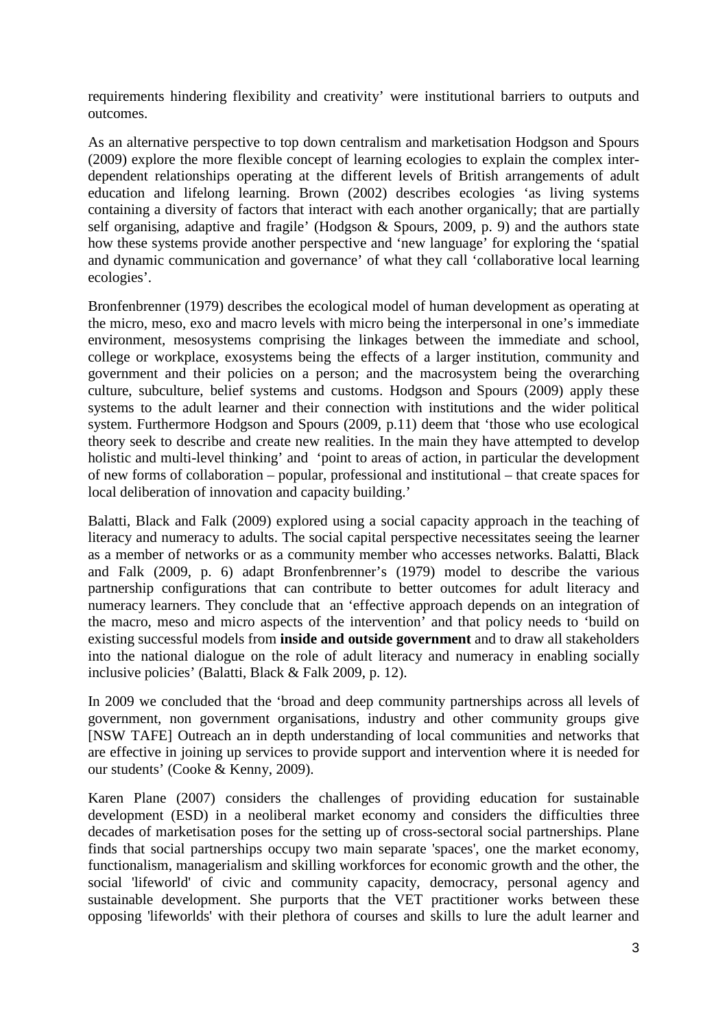requirements hindering flexibility and creativity' were institutional barriers to outputs and outcomes.

As an alternative perspective to top down centralism and marketisation Hodgson and Spours (2009) explore the more flexible concept of learning ecologies to explain the complex inter-dependent relationships operating at the different levels of British arrangements of adult education and lifelong learning. Brown (2002) describes ecologies 'as living systems containing a diversity of factors that interact with each another organically; that are partially self organising, adaptive and fragile' (Hodgson & Spours, 2009, p. 9) and the authors state how these systems provide another perspective and 'new language' for exploring the 'spatial and dynamic communication and governance' of what they call 'collaborative local learning ecologies'.

Bronfenbrenner (1979) describes the ecological model of human development as operating at the micro, meso, exo and macro levels with micro being the interpersonal in one's immediate environment, mesosystems comprising the linkages between the immediate and school, college or workplace, exosystems being the effects of a larger institution, community and government and their policies on a person; and the macrosystem being the overarching culture, subculture, belief systems and customs. Hodgson and Spours (2009) apply these systems to the adult learner and their connection with institutions and the wider political system. Furthermore Hodgson and Spours (2009, p.11) deem that 'those who use ecological theory seek to describe and create new realities. In the main they have attempted to develop holistic and multi-level thinking' and 'point to areas of action, in particular the development of new forms of collaboration – popular, professional and institutional – that create spaces for local deliberation of innovation and capacity building.'

Balatti, Black and Falk (2009) explored using a social capacity approach in the teaching of literacy and numeracy to adults. The social capital perspective necessitates seeing the learner as a member of networks or as a community member who accesses networks. Balatti, Black and Falk (2009, p. 6) adapt Bronfenbrenner's (1979) model to describe the various partnership configurations that can contribute to better outcomes for adult literacy and numeracy learners. They conclude that an 'effective approach depends on an integration of the macro, meso and micro aspects of the intervention' and that policy needs to 'build on existing successful models from **inside and outside government** and to draw all stakeholders into the national dialogue on the role of adult literacy and numeracy in enabling socially inclusive policies' (Balatti, Black & Falk 2009, p. 12).

In 2009 we concluded that the 'broad and deep community partnerships across all levels of government, non government organisations, industry and other community groups give [NSW TAFE] Outreach an in depth understanding of local communities and networks that are effective in joining up services to provide support and intervention where it is needed for our students' (Cooke & Kenny, 2009).

Karen Plane (2007) considers the challenges of providing education for sustainable development (ESD) in a neoliberal market economy and considers the difficulties three decades of marketisation poses for the setting up of cross-sectoral social partnerships. Plane finds that social partnerships occupy two main separate 'spaces', one the market economy, functionalism, managerialism and skilling workforces for economic growth and the other, the social 'lifeworld' of civic and community capacity, democracy, personal agency and sustainable development. She purports that the VET practitioner works between these opposing 'lifeworlds' with their plethora of courses and skills to lure the adult learner and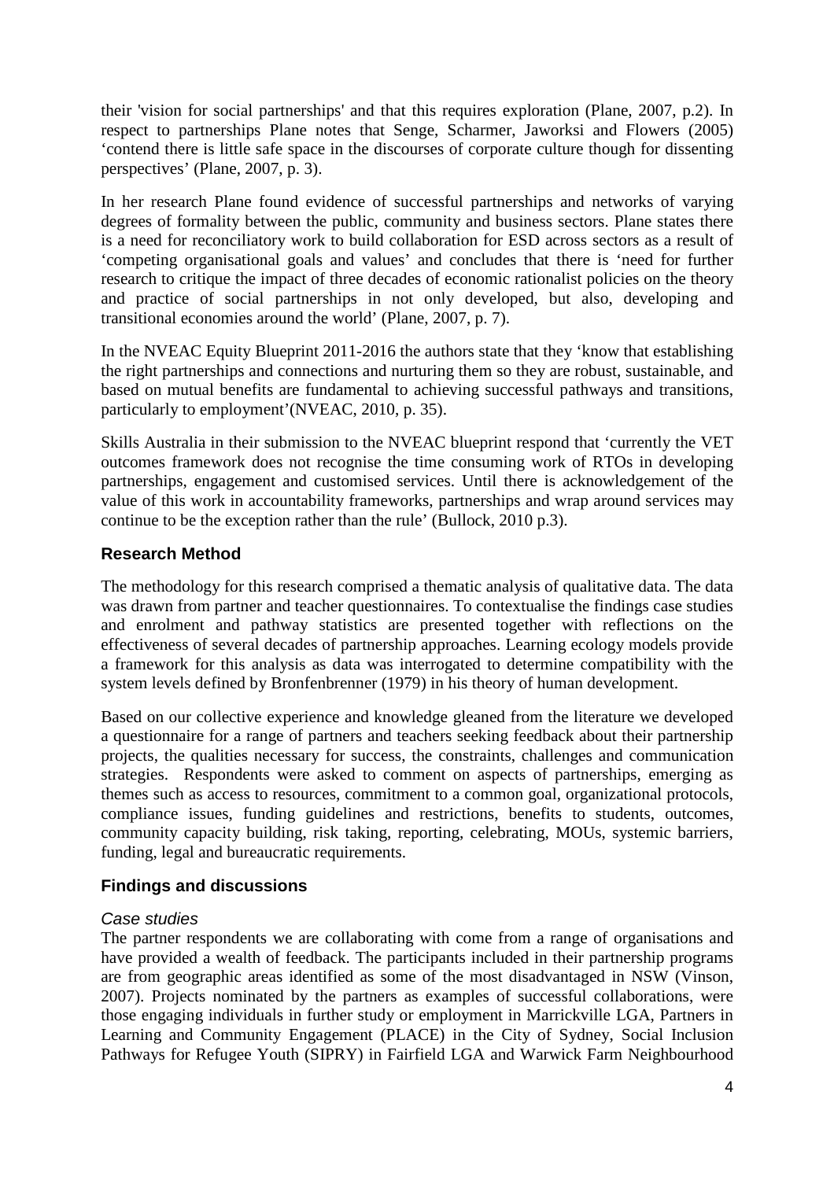their 'vision for social partnerships' and that this requires exploration (Plane, 2007, p.2). In respect to partnerships Plane notes that Senge, Scharmer, Jaworksi and Flowers (2005) 'contend there is little safe space in the discourses of corporate culture though for dissenting perspectives' (Plane, 2007, p. 3).

In her research Plane found evidence of successful partnerships and networks of varying degrees of formality between the public, community and business sectors. Plane states there is a need for reconciliatory work to build collaboration for ESD across sectors as a result of 'competing organisational goals and values' and concludes that there is 'need for further research to critique the impact of three decades of economic rationalist policies on the theory and practice of social partnerships in not only developed, but also, developing and transitional economies around the world' (Plane, 2007, p. 7).

In the NVEAC Equity Blueprint 2011-2016 the authors state that they 'know that establishing the right partnerships and connections and nurturing them so they are robust, sustainable, and based on mutual benefits are fundamental to achieving successful pathways and transitions, particularly to employment'(NVEAC, 2010, p. 35).

Skills Australia in their submission to the NVEAC blueprint respond that 'currently the VET outcomes framework does not recognise the time consuming work of RTOs in developing partnerships, engagement and customised services. Until there is acknowledgement of the value of this work in accountability frameworks, partnerships and wrap around services may continue to be the exception rather than the rule' (Bullock, 2010 p.3).

## Research Method

The methodology for this research comprised a thematic analysis of qualitative data. The data was drawn from partner and teacher questionnaires. To contextualise the findings case studies and enrolment and pathway statistics are presented together with reflections on the effectiveness of several decades of partnership approaches. Learning ecology models provide a framework for this analysis as data was interrogated to determine compatibility with the system levels defined by Bronfenbrenner (1979) in his theory of human development.

Based on our collective experience and knowledge gleaned from the literature we developed a questionnaire for a range of partners and teachers seeking feedback about their partnership projects, the qualities necessary for success, the constraints, challenges and communication strategies. Respondents were asked to comment on aspects of partnerships, emerging as themes such as access to resources, commitment to a common goal, organizational protocols, compliance issues, funding guidelines and restrictions, benefits to students, outcomes, community capacity building, risk taking, reporting, celebrating, MOUs, systemic barriers, funding, legal and bureaucratic requirements.

## Findings and discussions

### *Case studies*

The partner respondents we are collaborating with come from a range of organisations and have provided a wealth of feedback. The participants included in their partnership programs are from geographic areas identified as some of the most disadvantaged in NSW (Vinson, 2007). Projects nominated by the partners as examples of successful collaborations, were those engaging individuals in further study or employment in Marrickville LGA, Partners in Learning and Community Engagement (PLACE) in the City of Sydney, Social Inclusion Pathways for Refugee Youth (SIPRY) in Fairfield LGA and Warwick Farm Neighbourhood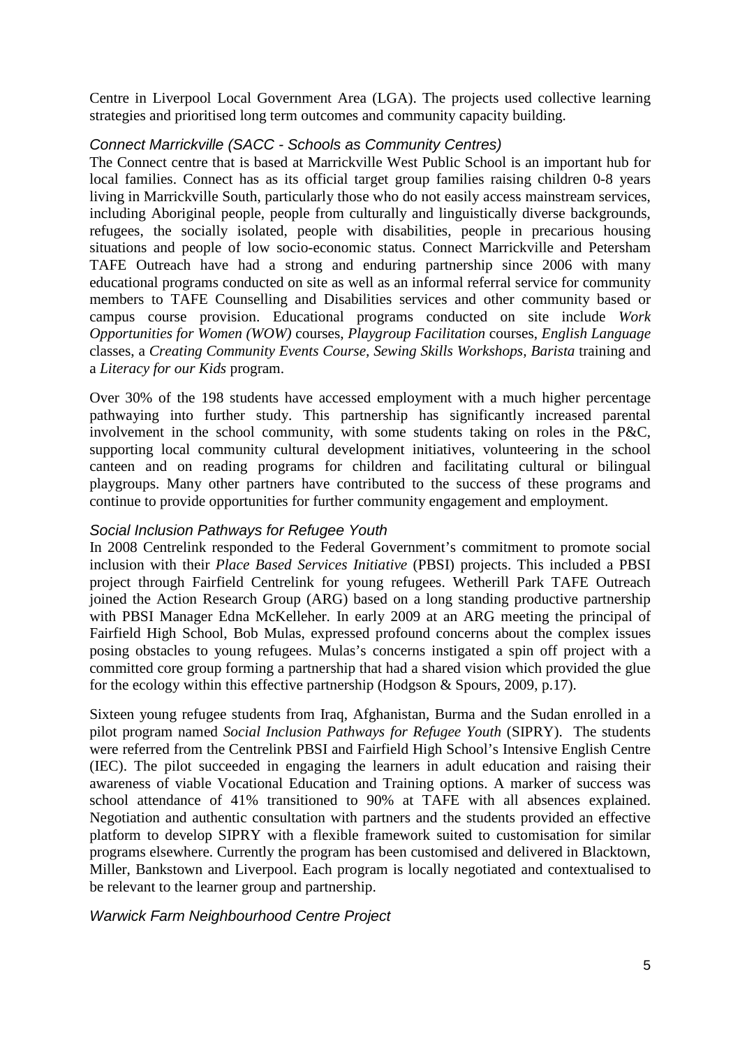Centre in Liverpool Local Government Area (LGA). The projects used collective learning strategies and prioritised long term outcomes and community capacity building.

### *Connect Marrickville (SACC - Schools as Community Centres)*

The Connect centre that is based at Marrickville West Public School is an important hub for local families. Connect has as its official target group families raising children 0-8 years living in Marrickville South, particularly those who do not easily access mainstream services, including Aboriginal people, people from culturally and linguistically diverse backgrounds, refugees, the socially isolated, people with disabilities, people in precarious housing situations and people of low socio-economic status. Connect Marrickville and Petersham TAFE Outreach have had a strong and enduring partnership since 2006 with many educational programs conducted on site as well as an informal referral service for community members to TAFE Counselling and Disabilities services and other community based or campus course provision. Educational programs conducted on site include *Work Opportunities for Women (WOW)* courses, *Playgroup Facilitation* courses, *English Language* classes, a *Creating Community Events Course, Sewing Skills Workshops, Barista* training and a *Literacy for our Kids* program.

Over 30% of the 198 students have accessed employment with a much higher percentage pathwaying into further study. This partnership has significantly increased parental involvement in the school community, with some students taking on roles in the P&C, supporting local community cultural development initiatives, volunteering in the school canteen and on reading programs for children and facilitating cultural or bilingual playgroups. Many other partners have contributed to the success of these programs and continue to provide opportunities for further community engagement and employment.

### *Social Inclusion Pathways for Refugee Youth*

In 2008 Centrelink responded to the Federal Government's commitment to promote social inclusion with their *Place Based Services Initiative* (PBSI) projects. This included a PBSI project through Fairfield Centrelink for young refugees. Wetherill Park TAFE Outreach joined the Action Research Group (ARG) based on a long standing productive partnership with PBSI Manager Edna McKelleher. In early 2009 at an ARG meeting the principal of Fairfield High School, Bob Mulas, expressed profound concerns about the complex issues posing obstacles to young refugees. Mulas's concerns instigated a spin off project with a committed core group forming a partnership that had a shared vision which provided the glue for the ecology within this effective partnership (Hodgson & Spours, 2009, p.17).

Sixteen young refugee students from Iraq, Afghanistan, Burma and the Sudan enrolled in a pilot program named *Social Inclusion Pathways for Refugee Youth* (SIPRY). The students were referred from the Centrelink PBSI and Fairfield High School's Intensive English Centre (IEC). The pilot succeeded in engaging the learners in adult education and raising their awareness of viable Vocational Education and Training options. A marker of success was school attendance of 41% transitioned to 90% at TAFE with all absences explained. Negotiation and authentic consultation with partners and the students provided an effective platform to develop SIPRY with a flexible framework suited to customisation for similar programs elsewhere. Currently the program has been customised and delivered in Blacktown, Miller, Bankstown and Liverpool. Each program is locally negotiated and contextualised to be relevant to the learner group and partnership.

### *Warwick Farm Neighbourhood Centre Project*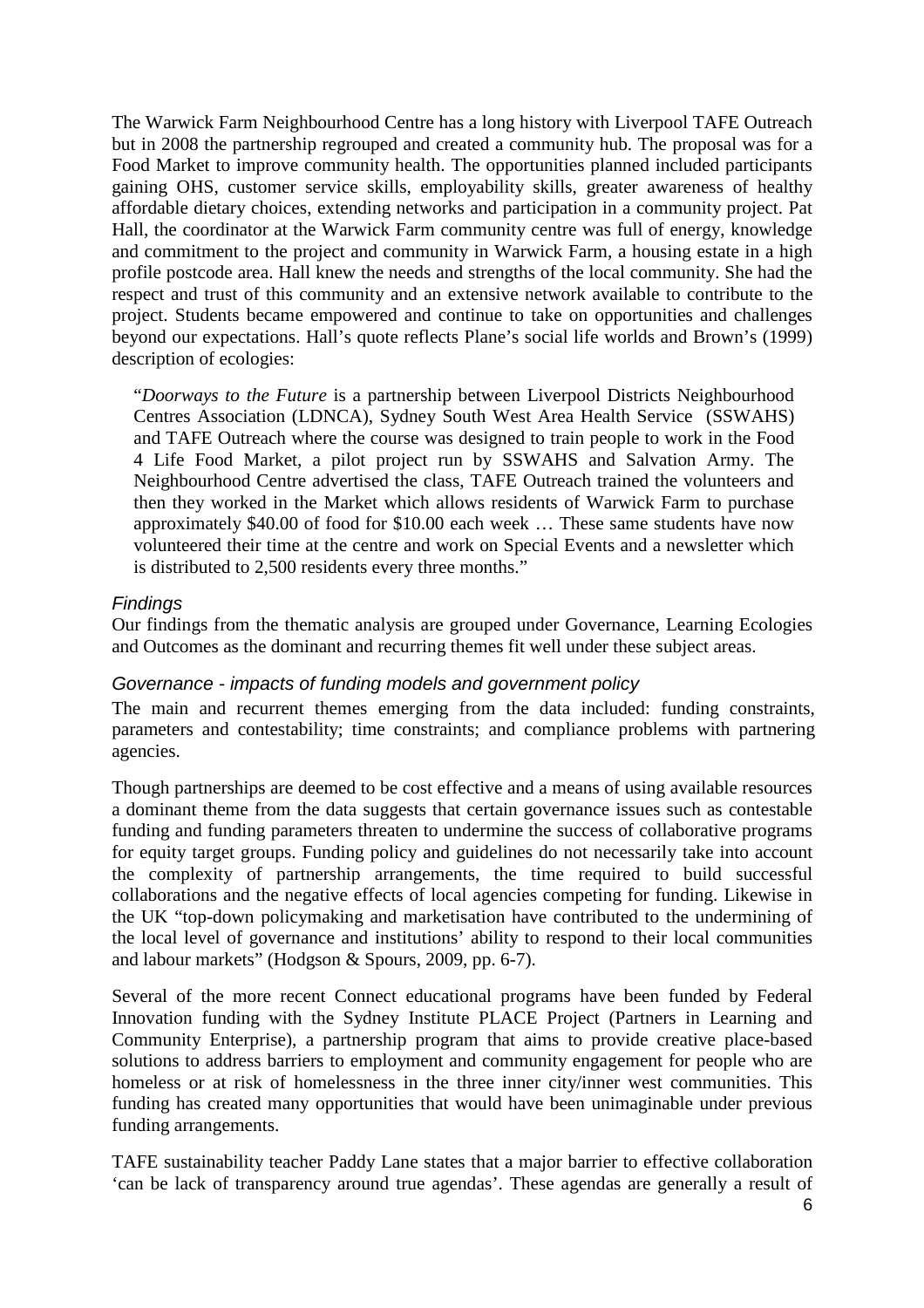The Warwick Farm Neighbourhood Centre has a long history with Liverpool TAFE Outreach but in 2008 the partnership regrouped and created a community hub. The proposal was for a Food Market to improve community health. The opportunities planned included participants gaining OHS, customer service skills, employability skills, greater awareness of healthy affordable dietary choices, extending networks and participation in a community project. Pat Hall, the coordinator at the Warwick Farm community centre was full of energy, knowledge and commitment to the project and community in Warwick Farm, a housing estate in a high profile postcode area. Hall knew the needs and strengths of the local community. She had the respect and trust of this community and an extensive network available to contribute to the project. Students became empowered and continue to take on opportunities and challenges beyond our expectations. Hall's quote reflects Plane's social life worlds and Brown's (1999) description of ecologies:

> "*Doorways to the Future* is a partnership between Liverpool Districts Neighbourhood Centres Association (LDNCA), Sydney South West Area Health Service (SSWAHS) and TAFE Outreach where the course was designed to train people to work in the Food 4 Life Food Market, a pilot project run by SSWAHS and Salvation Army. The Neighbourhood Centre advertised the class, TAFE Outreach trained the volunteers and then they worked in the Market which allows residents of Warwick Farm to purchase approximately $40.00 of food for $10.00 each week … These same students have now volunteered their time at the centre and work on Special Events and a newsletter which is distributed to 2,500 residents every three months."

### *Findings*

Our findings from the thematic analysis are grouped under Governance, Learning Ecologies and Outcomes as the dominant and recurring themes fit well under these subject areas.

### *Governance - impacts of funding models and government policy*

The main and recurrent themes emerging from the data included: funding constraints, parameters and contestability; time constraints; and compliance problems with partnering agencies.

Though partnerships are deemed to be cost effective and a means of using available resources a dominant theme from the data suggests that certain governance issues such as contestable funding and funding parameters threaten to undermine the success of collaborative programs for equity target groups. Funding policy and guidelines do not necessarily take into account the complexity of partnership arrangements, the time required to build successful collaborations and the negative effects of local agencies competing for funding. Likewise in the UK "top-down policymaking and marketisation have contributed to the undermining of the local level of governance and institutions' ability to respond to their local communities and labour markets" (Hodgson & Spours, 2009, pp. 6-7).

Several of the more recent Connect educational programs have been funded by Federal Innovation funding with the Sydney Institute PLACE Project (Partners in Learning and Community Enterprise), a partnership program that aims to provide creative place-based solutions to address barriers to employment and community engagement for people who are homeless or at risk of homelessness in the three inner city/inner west communities. This funding has created many opportunities that would have been unimaginable under previous funding arrangements.

TAFE sustainability teacher Paddy Lane states that a major barrier to effective collaboration 'can be lack of transparency around true agendas'. These agendas are generally a result of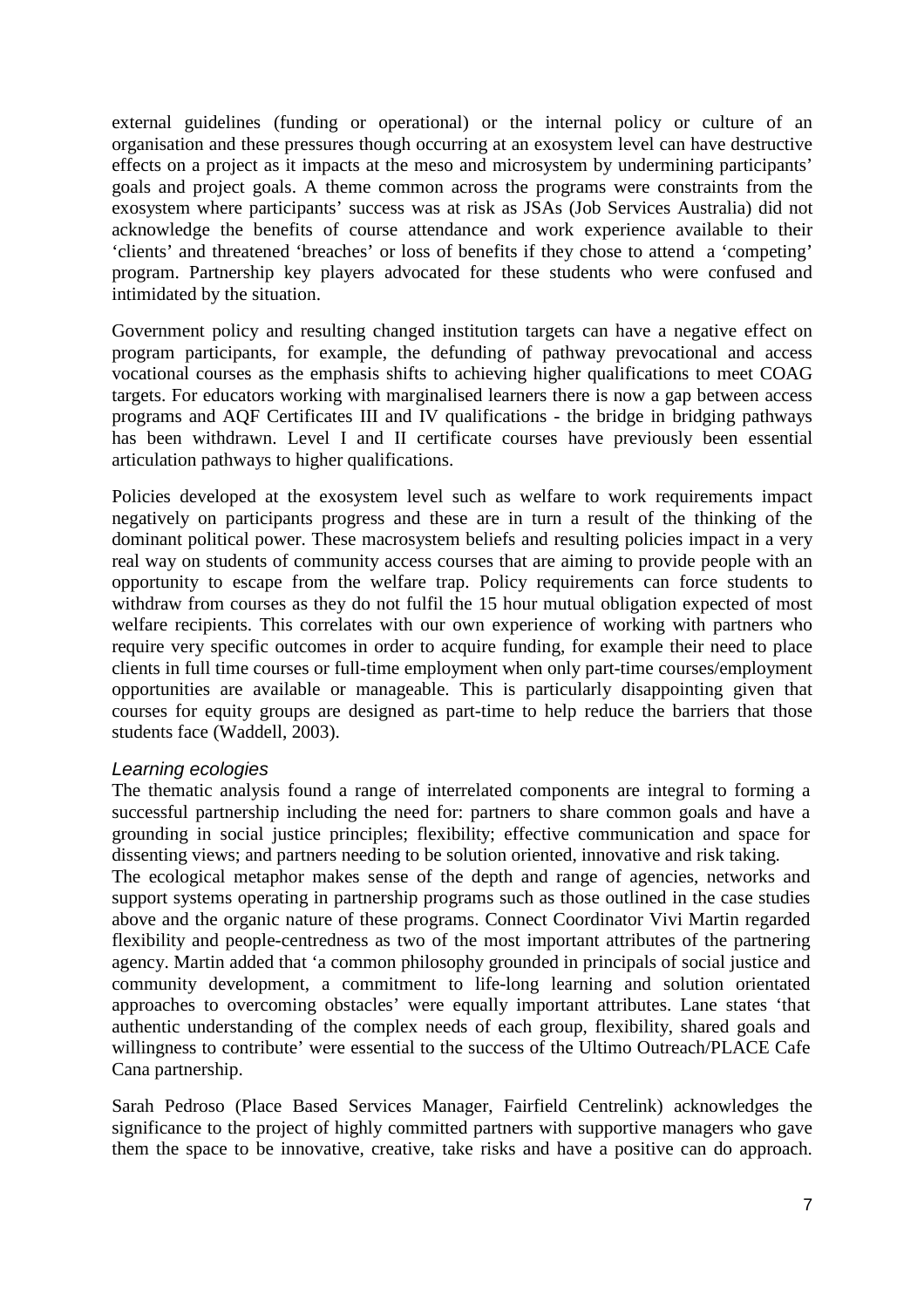external guidelines (funding or operational) or the internal policy or culture of an organisation and these pressures though occurring at an exosystem level can have destructive effects on a project as it impacts at the meso and microsystem by undermining participants' goals and project goals. A theme common across the programs were constraints from the exosystem where participants' success was at risk as JSAs (Job Services Australia) did not acknowledge the benefits of course attendance and work experience available to their 'clients' and threatened 'breaches' or loss of benefits if they chose to attend a 'competing' program. Partnership key players advocated for these students who were confused and intimidated by the situation.

Government policy and resulting changed institution targets can have a negative effect on program participants, for example, the defunding of pathway prevocational and access vocational courses as the emphasis shifts to achieving higher qualifications to meet COAG targets. For educators working with marginalised learners there is now a gap between access programs and AQF Certificates III and IV qualifications - the bridge in bridging pathways has been withdrawn. Level I and II certificate courses have previously been essential articulation pathways to higher qualifications.

Policies developed at the exosystem level such as welfare to work requirements impact negatively on participants progress and these are in turn a result of the thinking of the dominant political power. These macrosystem beliefs and resulting policies impact in a very real way on students of community access courses that are aiming to provide people with an opportunity to escape from the welfare trap. Policy requirements can force students to withdraw from courses as they do not fulfil the 15 hour mutual obligation expected of most welfare recipients. This correlates with our own experience of working with partners who require very specific outcomes in order to acquire funding, for example their need to place clients in full time courses or full-time employment when only part-time courses/employment opportunities are available or manageable. This is particularly disappointing given that courses for equity groups are designed as part-time to help reduce the barriers that those students face (Waddell, 2003).

### *Learning ecologies*

The thematic analysis found a range of interrelated components are integral to forming a successful partnership including the need for: partners to share common goals and have a grounding in social justice principles; flexibility; effective communication and space for dissenting views; and partners needing to be solution oriented, innovative and risk taking.

The ecological metaphor makes sense of the depth and range of agencies, networks and support systems operating in partnership programs such as those outlined in the case studies above and the organic nature of these programs. Connect Coordinator Vivi Martin regarded flexibility and people-centredness as two of the most important attributes of the partnering agency. Martin added that 'a common philosophy grounded in principals of social justice and community development, a commitment to life-long learning and solution orientated approaches to overcoming obstacles' were equally important attributes. Lane states 'that authentic understanding of the complex needs of each group, flexibility, shared goals and willingness to contribute' were essential to the success of the Ultimo Outreach/PLACE Cafe Cana partnership.

Sarah Pedroso (Place Based Services Manager, Fairfield Centrelink) acknowledges the significance to the project of highly committed partners with supportive managers who gave them the space to be innovative, creative, take risks and have a positive can do approach.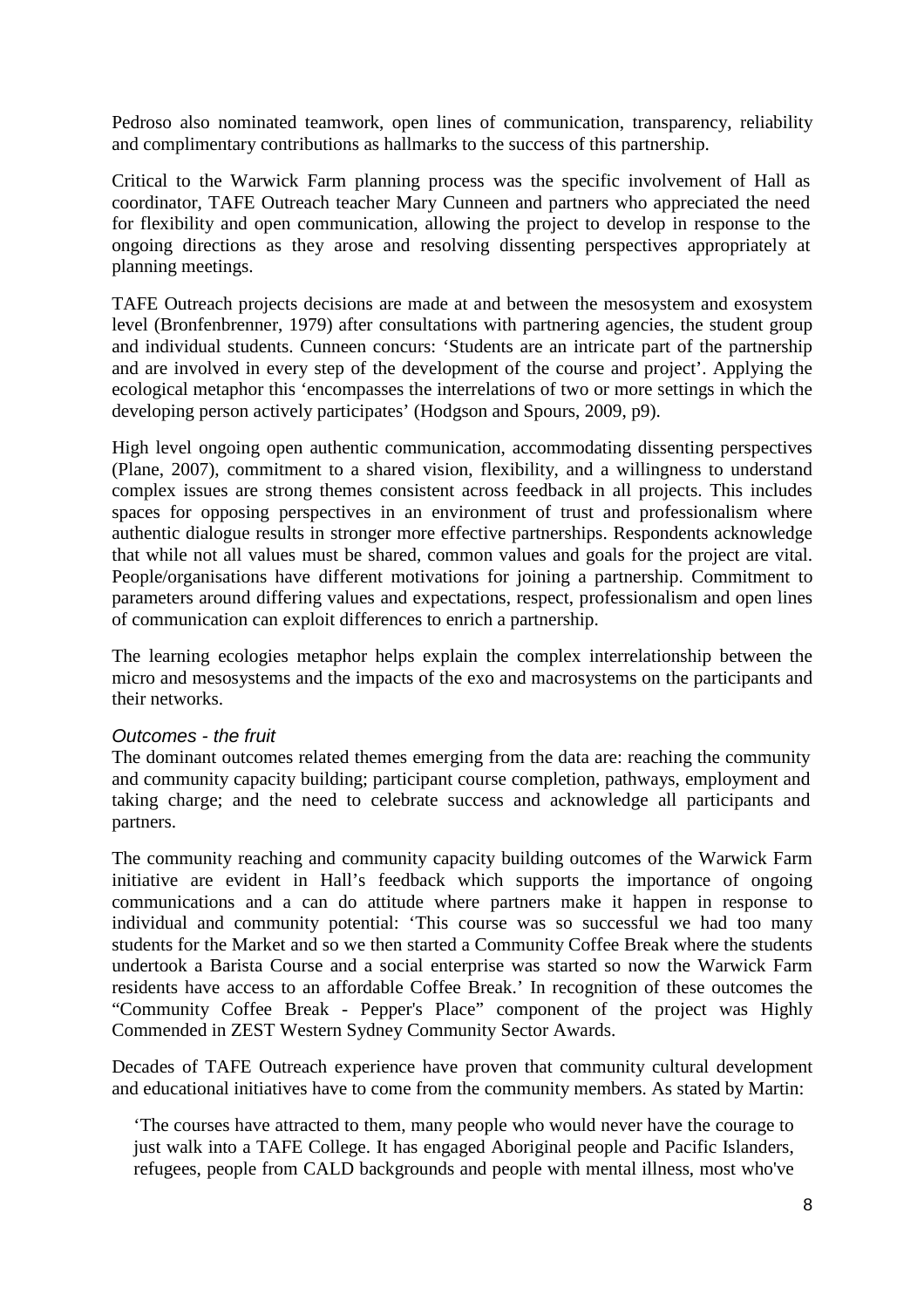Pedroso also nominated teamwork, open lines of communication, transparency, reliability and complimentary contributions as hallmarks to the success of this partnership.

Critical to the Warwick Farm planning process was the specific involvement of Hall as coordinator, TAFE Outreach teacher Mary Cunneen and partners who appreciated the need for flexibility and open communication, allowing the project to develop in response to the ongoing directions as they arose and resolving dissenting perspectives appropriately at planning meetings.

TAFE Outreach projects decisions are made at and between the mesosystem and exosystem level (Bronfenbrenner, 1979) after consultations with partnering agencies, the student group and individual students. Cunneen concurs: 'Students are an intricate part of the partnership and are involved in every step of the development of the course and project'. Applying the ecological metaphor this 'encompasses the interrelations of two or more settings in which the developing person actively participates' (Hodgson and Spours, 2009, p9).

High level ongoing open authentic communication, accommodating dissenting perspectives (Plane, 2007), commitment to a shared vision, flexibility, and a willingness to understand complex issues are strong themes consistent across feedback in all projects. This includes spaces for opposing perspectives in an environment of trust and professionalism where authentic dialogue results in stronger more effective partnerships. Respondents acknowledge that while not all values must be shared, common values and goals for the project are vital. People/organisations have different motivations for joining a partnership. Commitment to parameters around differing values and expectations, respect, professionalism and open lines of communication can exploit differences to enrich a partnership.

The learning ecologies metaphor helps explain the complex interrelationship between the micro and mesosystems and the impacts of the exo and macrosystems on the participants and their networks.

### *Outcomes - the fruit*

The dominant outcomes related themes emerging from the data are: reaching the community and community capacity building; participant course completion, pathways, employment and taking charge; and the need to celebrate success and acknowledge all participants and partners.

The community reaching and community capacity building outcomes of the Warwick Farm initiative are evident in Hall's feedback which supports the importance of ongoing communications and a can do attitude where partners make it happen in response to individual and community potential: 'This course was so successful we had too many students for the Market and so we then started a Community Coffee Break where the students undertook a Barista Course and a social enterprise was started so now the Warwick Farm residents have access to an affordable Coffee Break.' In recognition of these outcomes the "Community Coffee Break - Pepper's Place" component of the project was Highly Commended in ZEST Western Sydney Community Sector Awards.

Decades of TAFE Outreach experience have proven that community cultural development and educational initiatives have to come from the community members. As stated by Martin:

> 'The courses have attracted to them, many people who would never have the courage to just walk into a TAFE College. It has engaged Aboriginal people and Pacific Islanders, refugees, people from CALD backgrounds and people with mental illness, most who've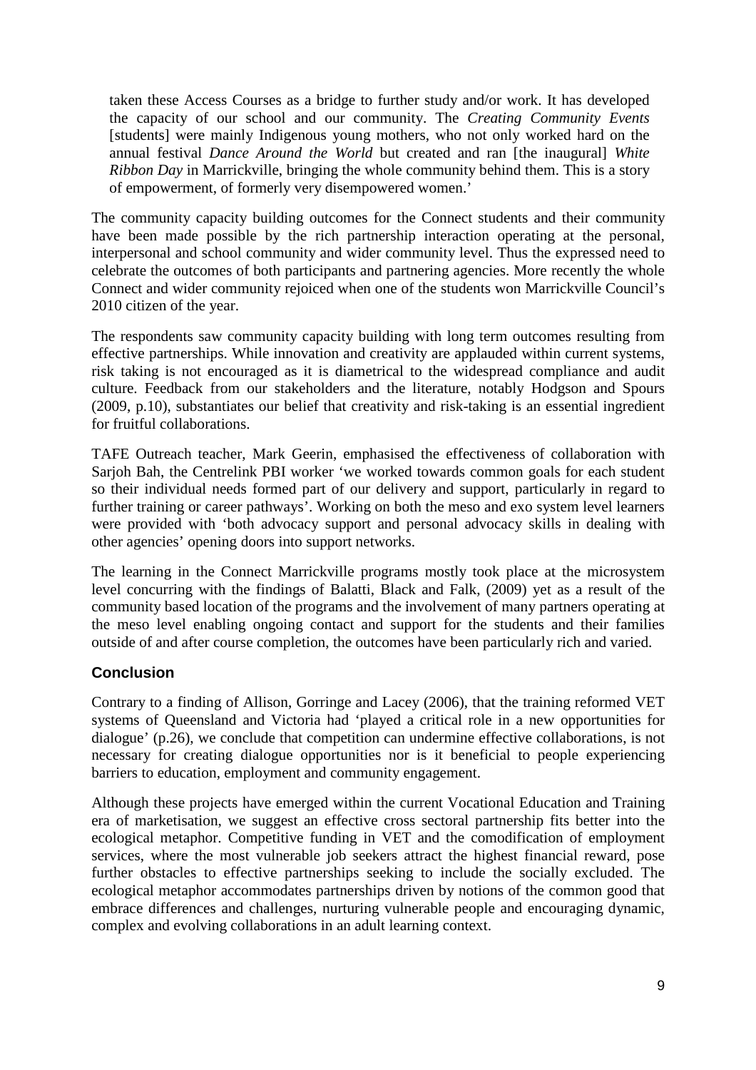> taken these Access Courses as a bridge to further study and/or work. It has developed the capacity of our school and our community. The *Creating Community Events* [students] were mainly Indigenous young mothers, who not only worked hard on the annual festival *Dance Around the World* but created and ran [the inaugural] *White Ribbon Day* in Marrickville, bringing the whole community behind them. This is a story of empowerment, of formerly very disempowered women.'

The community capacity building outcomes for the Connect students and their community have been made possible by the rich partnership interaction operating at the personal, interpersonal and school community and wider community level. Thus the expressed need to celebrate the outcomes of both participants and partnering agencies. More recently the whole Connect and wider community rejoiced when one of the students won Marrickville Council's 2010 citizen of the year.

The respondents saw community capacity building with long term outcomes resulting from effective partnerships. While innovation and creativity are applauded within current systems, risk taking is not encouraged as it is diametrical to the widespread compliance and audit culture. Feedback from our stakeholders and the literature, notably Hodgson and Spours (2009, p.10), substantiates our belief that creativity and risk-taking is an essential ingredient for fruitful collaborations.

TAFE Outreach teacher, Mark Geerin, emphasised the effectiveness of collaboration with Sarjoh Bah, the Centrelink PBI worker 'we worked towards common goals for each student so their individual needs formed part of our delivery and support, particularly in regard to further training or career pathways'. Working on both the meso and exo system level learners were provided with 'both advocacy support and personal advocacy skills in dealing with other agencies' opening doors into support networks.

The learning in the Connect Marrickville programs mostly took place at the microsystem level concurring with the findings of Balatti, Black and Falk, (2009) yet as a result of the community based location of the programs and the involvement of many partners operating at the meso level enabling ongoing contact and support for the students and their families outside of and after course completion, the outcomes have been particularly rich and varied.

## Conclusion

Contrary to a finding of Allison, Gorringe and Lacey (2006), that the training reformed VET systems of Queensland and Victoria had 'played a critical role in a new opportunities for dialogue' (p.26), we conclude that competition can undermine effective collaborations, is not necessary for creating dialogue opportunities nor is it beneficial to people experiencing barriers to education, employment and community engagement.

Although these projects have emerged within the current Vocational Education and Training era of marketisation, we suggest an effective cross sectoral partnership fits better into the ecological metaphor. Competitive funding in VET and the comodification of employment services, where the most vulnerable job seekers attract the highest financial reward, pose further obstacles to effective partnerships seeking to include the socially excluded. The ecological metaphor accommodates partnerships driven by notions of the common good that embrace differences and challenges, nurturing vulnerable people and encouraging dynamic, complex and evolving collaborations in an adult learning context.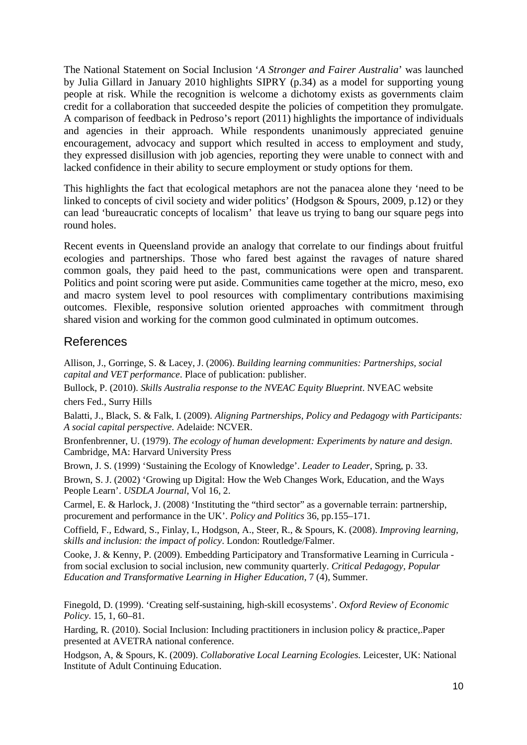The National Statement on Social Inclusion '*A Stronger and Fairer Australia*' was launched by Julia Gillard in January 2010 highlights SIPRY (p.34) as a model for supporting young people at risk. While the recognition is welcome a dichotomy exists as governments claim credit for a collaboration that succeeded despite the policies of competition they promulgate. A comparison of feedback in Pedroso's report (2011) highlights the importance of individuals and agencies in their approach. While respondents unanimously appreciated genuine encouragement, advocacy and support which resulted in access to employment and study, they expressed disillusion with job agencies, reporting they were unable to connect with and lacked confidence in their ability to secure employment or study options for them.

This highlights the fact that ecological metaphors are not the panacea alone they 'need to be linked to concepts of civil society and wider politics' (Hodgson & Spours, 2009, p.12) or they can lead 'bureaucratic concepts of localism' that leave us trying to bang our square pegs into round holes.

Recent events in Queensland provide an analogy that correlate to our findings about fruitful ecologies and partnerships. Those who fared best against the ravages of nature shared common goals, they paid heed to the past, communications were open and transparent. Politics and point scoring were put aside. Communities came together at the micro, meso, exo and macro system level to pool resources with complimentary contributions maximising outcomes. Flexible, responsive solution oriented approaches with commitment through shared vision and working for the common good culminated in optimum outcomes.

## References

Allison, J., Gorringe, S. & Lacey, J. (2006). *Building learning communities: Partnerships, social capital and VET performance*. Place of publication: publisher.

Bullock, P. (2010). *Skills Australia response to the NVEAC Equity Blueprint*. NVEAC website chers Fed., Surry Hills

Balatti, J., Black, S. & Falk, I. (2009). *Aligning Partnerships, Policy and Pedagogy with Participants: A social capital perspective*. Adelaide: NCVER.

Bronfenbrenner, U. (1979). *The ecology of human development: Experiments by nature and design*. Cambridge, MA: Harvard University Press

Brown, J. S. (1999) 'Sustaining the Ecology of Knowledge'. *Leader to Leader*, Spring, p. 33.

Brown, S. J. (2002) 'Growing up Digital: How the Web Changes Work, Education, and the Ways People Learn'. *USDLA Journal*, Vol 16, 2.

Carmel, E. & Harlock, J. (2008) 'Instituting the "third sector" as a governable terrain: partnership, procurement and performance in the UK'. *Policy and Politics* 36, pp.155–171.

Coffield, F., Edward, S., Finlay, I., Hodgson, A., Steer, R., & Spours, K. (2008). *Improving learning, skills and inclusion: the impact of policy*. London: Routledge/Falmer.

Cooke, J. & Kenny, P. (2009). Embedding Participatory and Transformative Learning in Curricula - from social exclusion to social inclusion, new community quarterly. *Critical Pedagogy, Popular Education and Transformative Learning in Higher Education*, 7 (4), Summer.

Finegold, D. (1999). 'Creating self-sustaining, high-skill ecosystems'. *Oxford Review of Economic Policy*. 15, 1, 60–81.

Harding, R. (2010). Social Inclusion: Including practitioners in inclusion policy & practice,.Paper presented at AVETRA national conference.

Hodgson, A, & Spours, K. (2009). *Collaborative Local Learning Ecologies.* Leicester, UK: National Institute of Adult Continuing Education.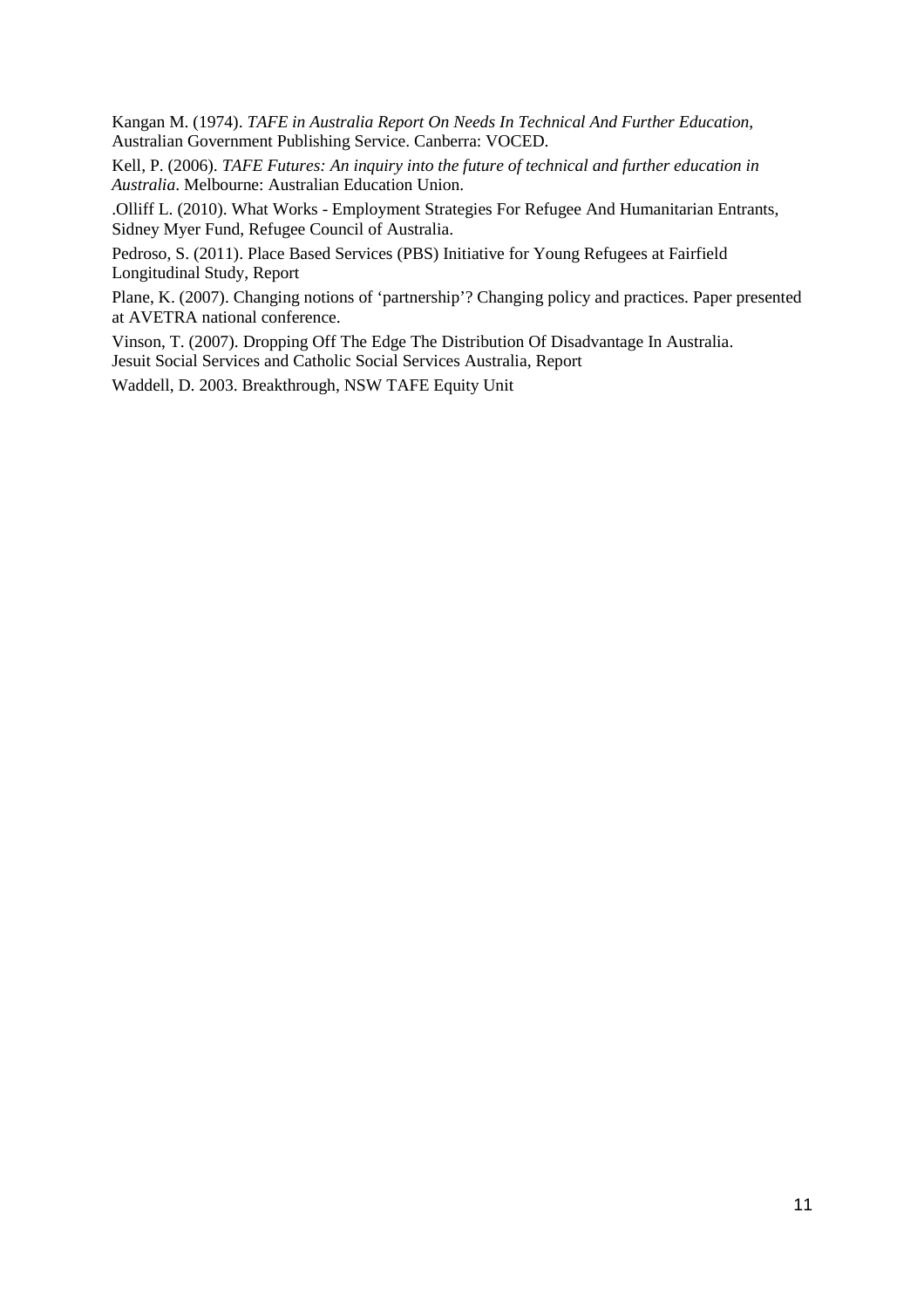Kangan M. (1974). *TAFE in Australia Report On Needs In Technical And Further Education*, Australian Government Publishing Service. Canberra: VOCED.

Kell, P. (2006). *TAFE Futures: An inquiry into the future of technical and further education in Australia*. Melbourne: Australian Education Union.

.Olliff L. (2010). What Works - Employment Strategies For Refugee And Humanitarian Entrants, Sidney Myer Fund, Refugee Council of Australia.

Pedroso, S. (2011). Place Based Services (PBS) Initiative for Young Refugees at Fairfield Longitudinal Study, Report

Plane, K. (2007). Changing notions of 'partnership'? Changing policy and practices. Paper presented at AVETRA national conference.

Vinson, T. (2007). Dropping Off The Edge The Distribution Of Disadvantage In Australia. Jesuit Social Services and Catholic Social Services Australia, Report

Waddell, D. 2003. Breakthrough, NSW TAFE Equity Unit